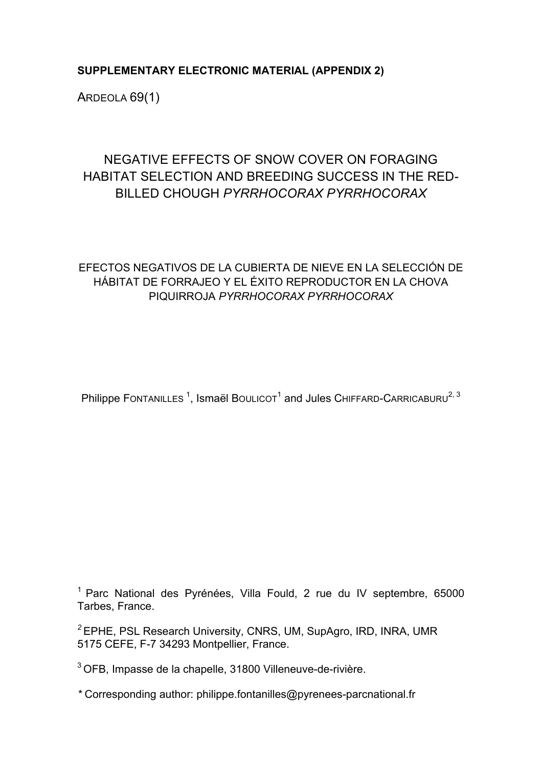**SUPPLEMENTARY ELECTRONIC MATERIAL (APPENDIX 2)**

ARDEOLA 69(1)

# NEGATIVE EFFECTS OF SNOW COVER ON FORAGING HABITAT SELECTION AND BREEDING SUCCESS IN THE RED-BILLED CHOUGH *PYRRHOCORAX PYRRHOCORAX*

## EFECTOS NEGATIVOS DE LA CUBIERTA DE NIEVE EN LA SELECCIÓN DE HÁBITAT DE FORRAJEO Y EL ÉXITO REPRODUCTOR EN LA CHOVA PIQUIRROJA *PYRRHOCORAX PYRRHOCORAX*

Philippe FONTANILLES [1], Ismaël BOULICOT[1] and Jules CHIFFARD-CARRICABURU[2, 3]

[1] Parc National des Pyrénées, Villa Fould, 2 rue du IV septembre, 65000 Tarbes, France.

[2] EPHE, PSL Research University, CNRS, UM, SupAgro, IRD, INRA, UMR 5175 CEFE, F-7 34293 Montpellier, France.

[3] OFB, Impasse de la chapelle, 31800 Villeneuve-de-rivière.

* Corresponding author: philippe.fontanilles@pyrenees-parcnational.fr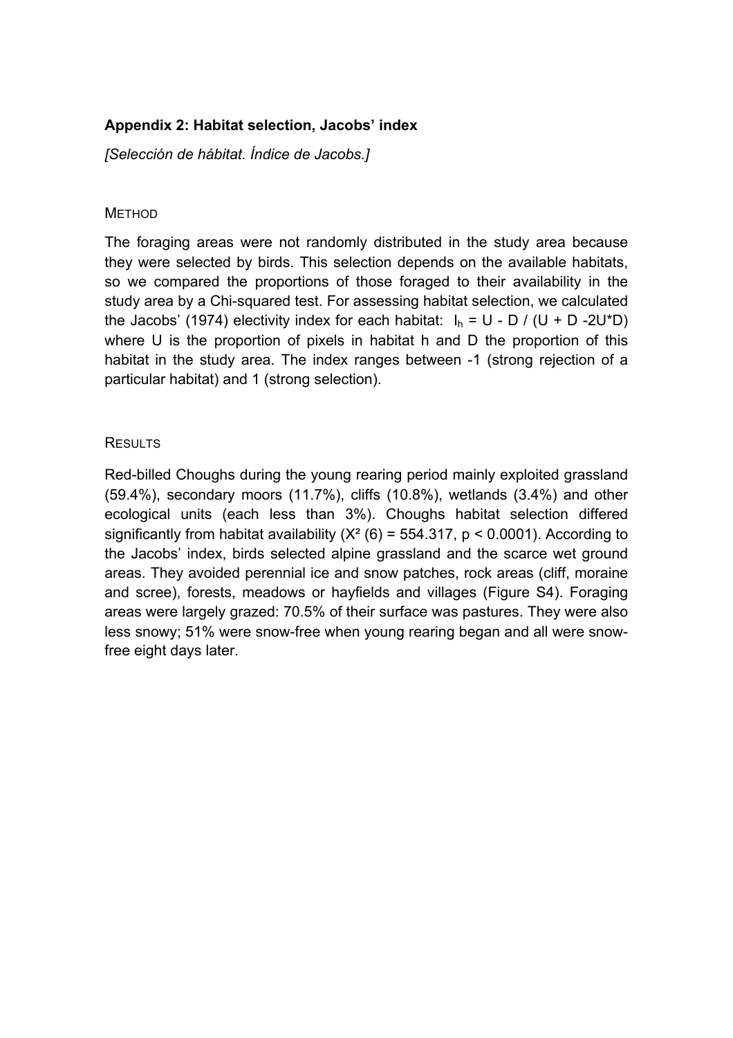**Appendix 2: Habitat selection, Jacobs' index**

*[Selección de hábitat. Índice de Jacobs.]*

METHOD

The foraging areas were not randomly distributed in the study area because they were selected by birds. This selection depends on the available habitats, so we compared the proportions of those foraged to their availability in the study area by a Chi-squared test. For assessing habitat selection, we calculated the Jacobs' (1974) electivity index for each habitat: $I_h = U - D / (U + D - 2U*D)$ where U is the proportion of pixels in habitat h and D the proportion of this habitat in the study area. The index ranges between -1 (strong rejection of a particular habitat) and 1 (strong selection).

RESULTS

Red-billed Choughs during the young rearing period mainly exploited grassland (59.4%), secondary moors (11.7%), cliffs (10.8%), wetlands (3.4%) and other ecological units (each less than 3%). Choughs habitat selection differed significantly from habitat availability ($X^2$ (6) = 554.317, $p < 0.0001$). According to the Jacobs' index, birds selected alpine grassland and the scarce wet ground areas. They avoided perennial ice and snow patches, rock areas (cliff, moraine and scree), forests, meadows or hayfields and villages (Figure S4). Foraging areas were largely grazed: 70.5% of their surface was pastures. They were also less snowy; 51% were snow-free when young rearing began and all were snow-free eight days later.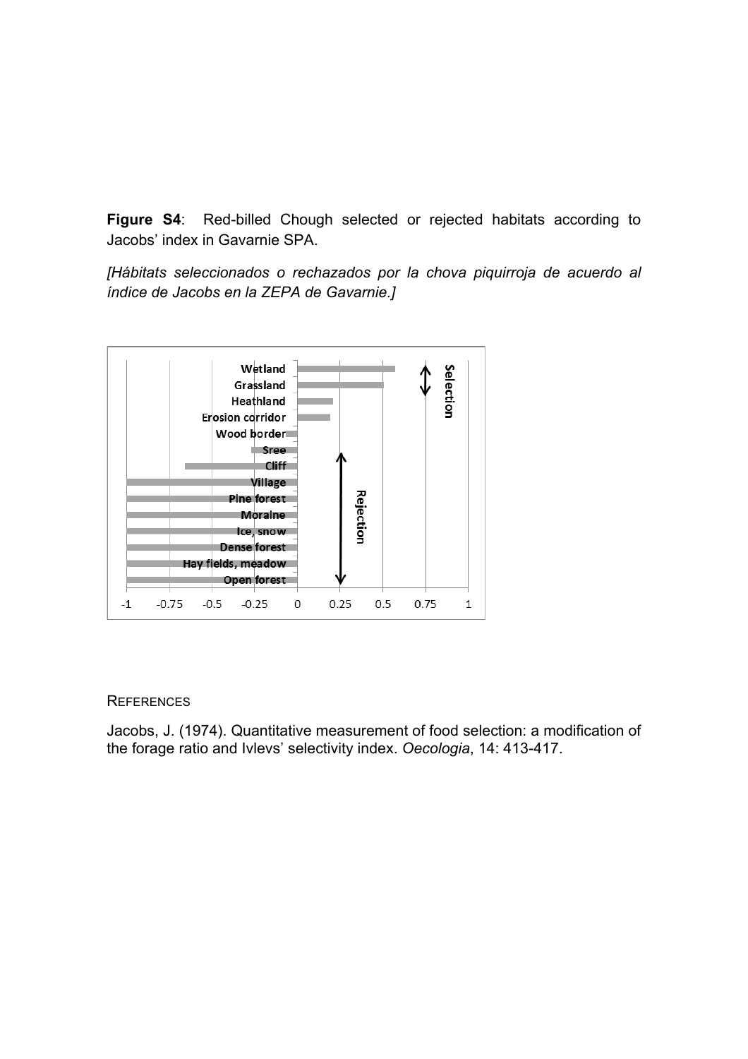**Figure S4**: Red-billed Chough selected or rejected habitats according to Jacobs' index in Gavarnie SPA.

*[Hábitats seleccionados o rechazados por la chova piquirroja de acuerdo al índice de Jacobs en la ZEPA de Gavarnie.]*

Wetland
Grassland
Heathland
Erosion corridor
Wood border
Sree
Cliff
Village
Pine forest
Moraine
Ice, snow
Dense forest
Hay fields, meadow
Open forest

Selection

Rejection

-1 -0.75 -0.5 -0.25 0 0.25 0.5 0.75 1

References

Jacobs, J. (1974). Quantitative measurement of food selection: a modification of the forage ratio and Ivlevs' selectivity index. *Oecologia*, 14: 413-417.